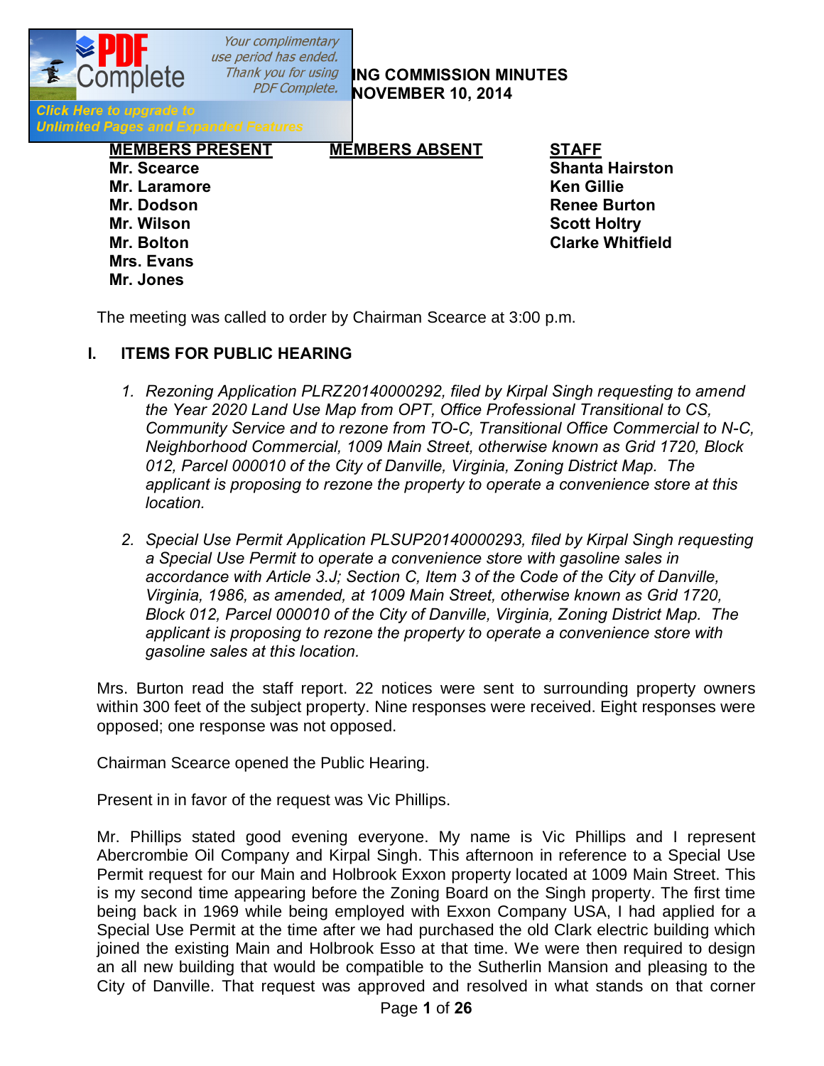## ING COMMISSION MINUTES
## NOVEMBER 10, 2014

| MEMBERS PRESENT | MEMBERS ABSENT | STAFF |
|---|---|---|
| Mr. Scearce | | Shanta Hairston |
| Mr. Laramore | | Ken Gillie |
| Mr. Dodson | | Renee Burton |
| Mr. Wilson | | Scott Holtry |
| Mr. Bolton | | Clarke Whitfield |
| Mrs. Evans | | |
| Mr. Jones | | |

The meeting was called to order by Chairman Scearce at 3:00 p.m.

## I. ITEMS FOR PUBLIC HEARING

1. *Rezoning Application PLRZ20140000292, filed by Kirpal Singh requesting to amend the Year 2020 Land Use Map from OPT, Office Professional Transitional to CS, Community Service and to rezone from TO-C, Transitional Office Commercial to N-C, Neighborhood Commercial, 1009 Main Street, otherwise known as Grid 1720, Block 012, Parcel 000010 of the City of Danville, Virginia, Zoning District Map. The applicant is proposing to rezone the property to operate a convenience store at this location.*

2. *Special Use Permit Application PLSUP20140000293, filed by Kirpal Singh requesting a Special Use Permit to operate a convenience store with gasoline sales in accordance with Article 3.J; Section C, Item 3 of the Code of the City of Danville, Virginia, 1986, as amended, at 1009 Main Street, otherwise known as Grid 1720, Block 012, Parcel 000010 of the City of Danville, Virginia, Zoning District Map. The applicant is proposing to rezone the property to operate a convenience store with gasoline sales at this location.*

Mrs. Burton read the staff report. 22 notices were sent to surrounding property owners within 300 feet of the subject property. Nine responses were received. Eight responses were opposed; one response was not opposed.

Chairman Scearce opened the Public Hearing.

Present in in favor of the request was Vic Phillips.

Mr. Phillips stated good evening everyone. My name is Vic Phillips and I represent Abercrombie Oil Company and Kirpal Singh. This afternoon in reference to a Special Use Permit request for our Main and Holbrook Exxon property located at 1009 Main Street. This is my second time appearing before the Zoning Board on the Singh property. The first time being back in 1969 while being employed with Exxon Company USA, I had applied for a Special Use Permit at the time after we had purchased the old Clark electric building which joined the existing Main and Holbrook Esso at that time. We were then required to design an all new building that would be compatible to the Sutherlin Mansion and pleasing to the City of Danville. That request was approved and resolved in what stands on that corner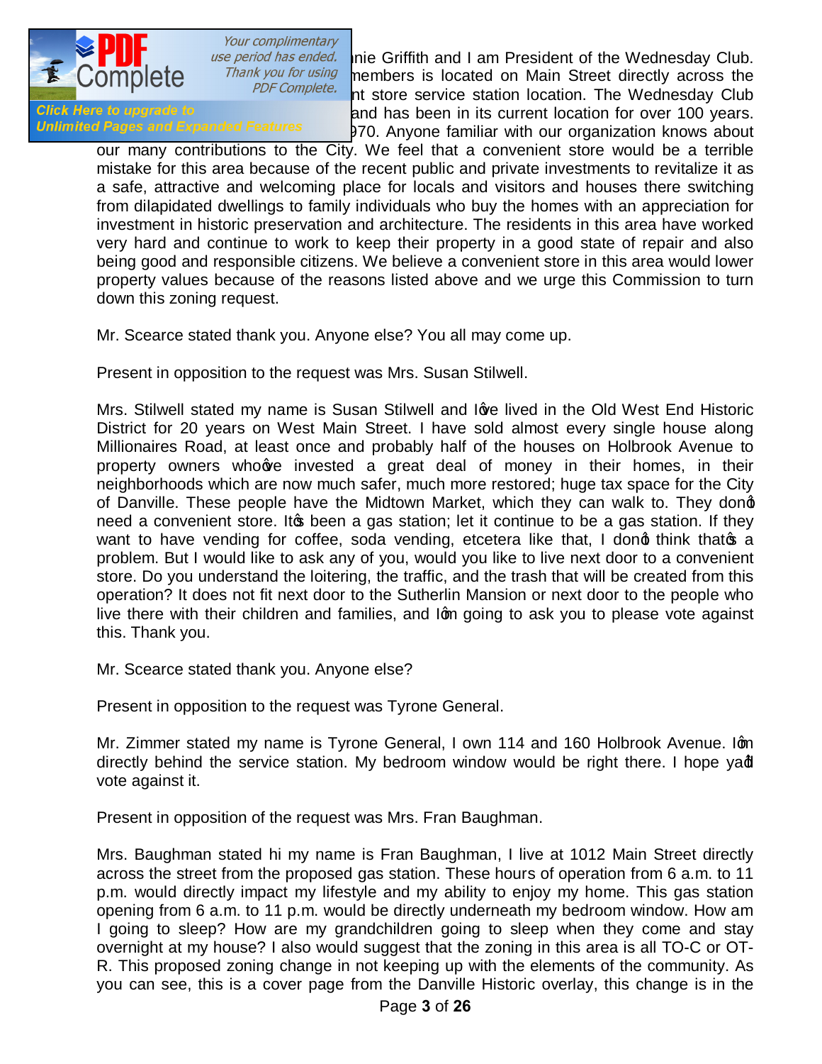nie Griffith and I am President of the Wednesday Club. members is located on Main Street directly across the nt store service station location. The Wednesday Club and has been in its current location for over 100 years. 970. Anyone familiar with our organization knows about our many contributions to the City. We feel that a convenient store would be a terrible mistake for this area because of the recent public and private investments to revitalize it as a safe, attractive and welcoming place for locals and visitors and houses there switching from dilapidated dwellings to family individuals who buy the homes with an appreciation for investment in historic preservation and architecture. The residents in this area have worked very hard and continue to work to keep their property in a good state of repair and also being good and responsible citizens. We believe a convenient store in this area would lower property values because of the reasons listed above and we urge this Commission to turn down this zoning request.

Mr. Scearce stated thank you. Anyone else? You all may come up.

Present in opposition to the request was Mrs. Susan Stilwell.

Mrs. Stilwell stated my name is Susan Stilwell and I've lived in the Old West End Historic District for 20 years on West Main Street. I have sold almost every single house along Millionaires Road, at least once and probably half of the houses on Holbrook Avenue to property owners who've invested a great deal of money in their homes, in their neighborhoods which are now much safer, much more restored; huge tax space for the City of Danville. These people have the Midtown Market, which they can walk to. They don't need a convenient store. It's been a gas station; let it continue to be a gas station. If they want to have vending for coffee, soda vending, etcetera like that, I don't think that's a problem. But I would like to ask any of you, would you like to live next door to a convenient store. Do you understand the loitering, the traffic, and the trash that will be created from this operation? It does not fit next door to the Sutherlin Mansion or next door to the people who live there with their children and families, and I'm going to ask you to please vote against this. Thank you.

Mr. Scearce stated thank you. Anyone else?

Present in opposition to the request was Tyrone General.

Mr. Zimmer stated my name is Tyrone General, I own 114 and 160 Holbrook Avenue. I'm directly behind the service station. My bedroom window would be right there. I hope you'd vote against it.

Present in opposition of the request was Mrs. Fran Baughman.

Mrs. Baughman stated hi my name is Fran Baughman, I live at 1012 Main Street directly across the street from the proposed gas station. These hours of operation from 6 a.m. to 11 p.m. would directly impact my lifestyle and my ability to enjoy my home. This gas station opening from 6 a.m. to 11 p.m. would be directly underneath my bedroom window. How am I going to sleep? How are my grandchildren going to sleep when they come and stay overnight at my house? I also would suggest that the zoning in this area is all TO-C or OT-R. This proposed zoning change in not keeping up with the elements of the community. As you can see, this is a cover page from the Danville Historic overlay, this change is in the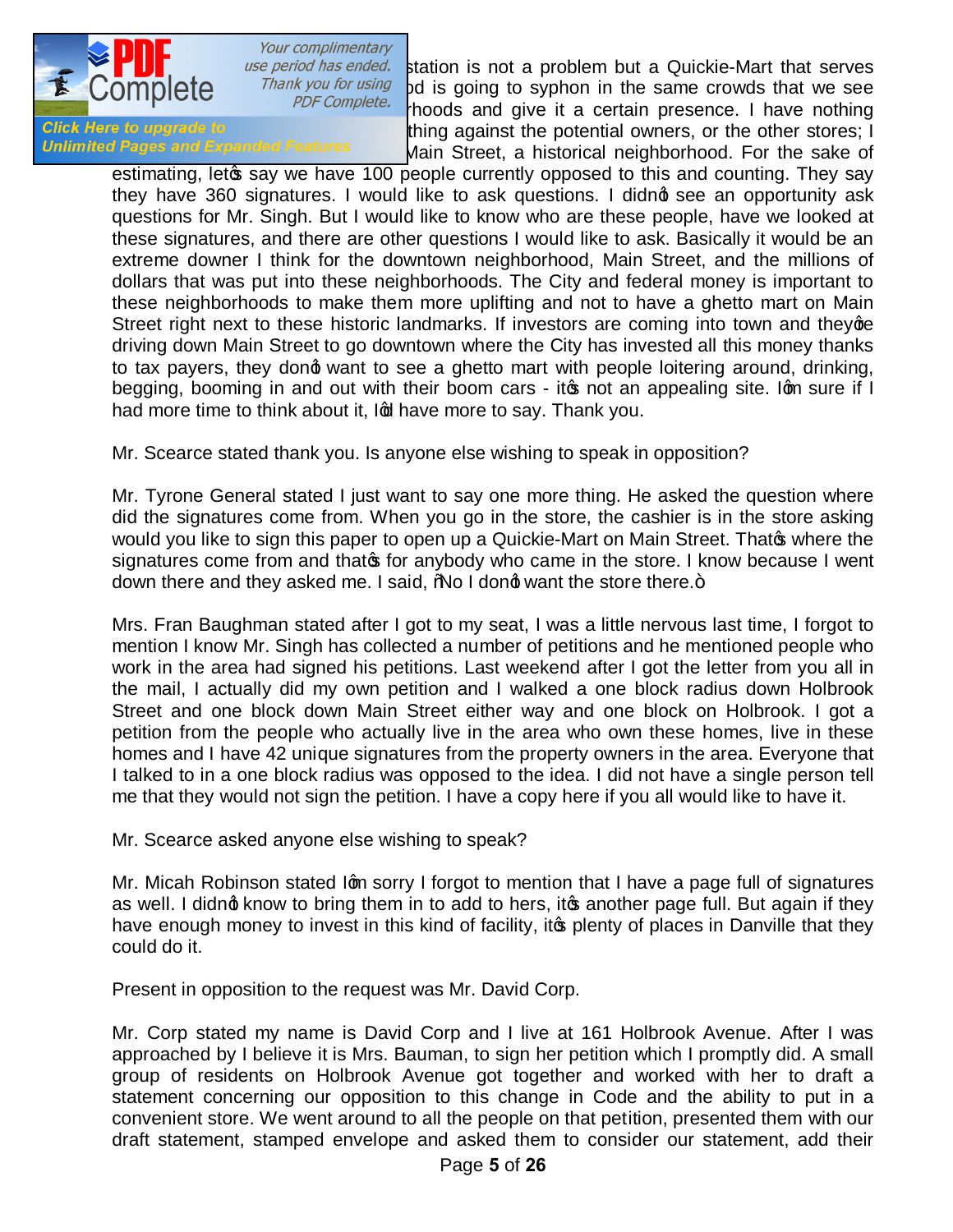station is not a problem but a Quickie-Mart that serves ...d is going to syphon in the same crowds that we see ...hoods and give it a certain presence. I have nothing ...thing against the potential owners, or the other stores; I ...Main Street, a historical neighborhood. For the sake of estimating, let's say we have 100 people currently opposed to this and counting. They say they have 360 signatures. I would like to ask questions. I didn't see an opportunity ask questions for Mr. Singh. But I would like to know who are these people, have we looked at these signatures, and there are other questions I would like to ask. Basically it would be an extreme downer I think for the downtown neighborhood, Main Street, and the millions of dollars that was put into these neighborhoods. The City and federal money is important to these neighborhoods to make them more uplifting and not to have a ghetto mart on Main Street right next to these historic landmarks. If investors are coming into town and they're driving down Main Street to go downtown where the City has invested all this money thanks to tax payers, they don't want to see a ghetto mart with people loitering around, drinking, begging, booming in and out with their boom cars - it's not an appealing site. I'm sure if I had more time to think about it, I'd have more to say. Thank you.

Mr. Scearce stated thank you. Is anyone else wishing to speak in opposition?

Mr. Tyrone General stated I just want to say one more thing. He asked the question where did the signatures come from. When you go in the store, the cashier is in the store asking would you like to sign this paper to open up a Quickie-Mart on Main Street. That's where the signatures come from and that's for anybody who came in the store. I know because I went down there and they asked me. I said, "No I don't want the store there."

Mrs. Fran Baughman stated after I got to my seat, I was a little nervous last time, I forgot to mention I know Mr. Singh has collected a number of petitions and he mentioned people who work in the area had signed his petitions. Last weekend after I got the letter from you all in the mail, I actually did my own petition and I walked a one block radius down Holbrook Street and one block down Main Street either way and one block on Holbrook. I got a petition from the people who actually live in the area who own these homes, live in these homes and I have 42 unique signatures from the property owners in the area. Everyone that I talked to in a one block radius was opposed to the idea. I did not have a single person tell me that they would not sign the petition. I have a copy here if you all would like to have it.

Mr. Scearce asked anyone else wishing to speak?

Mr. Micah Robinson stated I'm sorry I forgot to mention that I have a page full of signatures as well. I didn't know to bring them in to add to hers, it's another page full. But again if they have enough money to invest in this kind of facility, it's plenty of places in Danville that they could do it.

Present in opposition to the request was Mr. David Corp.

Mr. Corp stated my name is David Corp and I live at 161 Holbrook Avenue. After I was approached by I believe it is Mrs. Bauman, to sign her petition which I promptly did. A small group of residents on Holbrook Avenue got together and worked with her to draft a statement concerning our opposition to this change in Code and the ability to put in a convenient store. We went around to all the people on that petition, presented them with our draft statement, stamped envelope and asked them to consider our statement, add their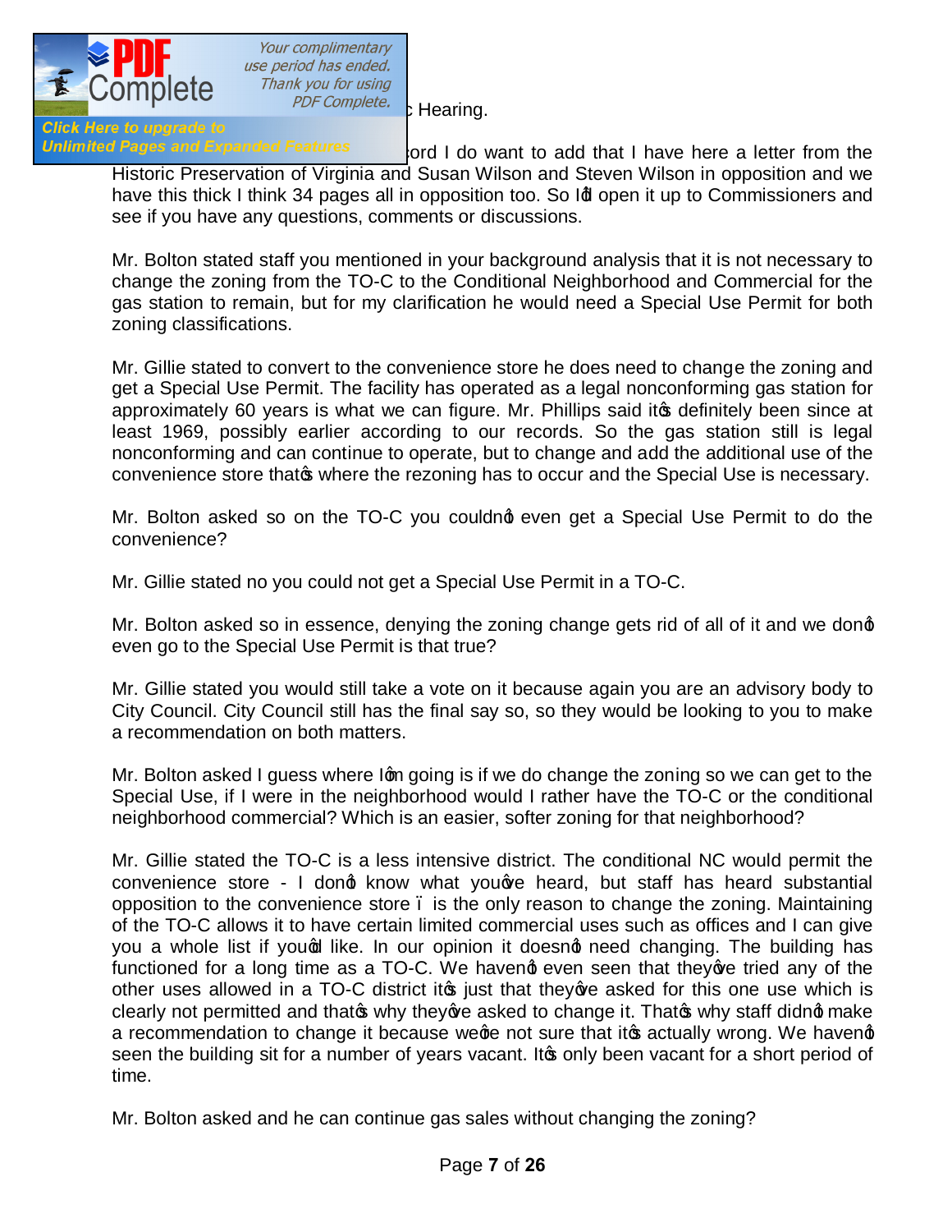Hearing.

...ord I do want to add that I have here a letter from the Historic Preservation of Virginia and Susan Wilson and Steven Wilson in opposition and we have this thick I think 34 pages all in opposition too. So I'd open it up to Commissioners and see if you have any questions, comments or discussions.

Mr. Bolton stated staff you mentioned in your background analysis that it is not necessary to change the zoning from the TO-C to the Conditional Neighborhood and Commercial for the gas station to remain, but for my clarification he would need a Special Use Permit for both zoning classifications.

Mr. Gillie stated to convert to the convenience store he does need to change the zoning and get a Special Use Permit. The facility has operated as a legal nonconforming gas station for approximately 60 years is what we can figure. Mr. Phillips said it's definitely been since at least 1969, possibly earlier according to our records. So the gas station still is legal nonconforming and can continue to operate, but to change and add the additional use of the convenience store that's where the rezoning has to occur and the Special Use is necessary.

Mr. Bolton asked so on the TO-C you couldn't even get a Special Use Permit to do the convenience?

Mr. Gillie stated no you could not get a Special Use Permit in a TO-C.

Mr. Bolton asked so in essence, denying the zoning change gets rid of all of it and we don't even go to the Special Use Permit is that true?

Mr. Gillie stated you would still take a vote on it because again you are an advisory body to City Council. City Council still has the final say so, so they would be looking to you to make a recommendation on both matters.

Mr. Bolton asked I guess where I'm going is if we do change the zoning so we can get to the Special Use, if I were in the neighborhood would I rather have the TO-C or the conditional neighborhood commercial? Which is an easier, softer zoning for that neighborhood?

Mr. Gillie stated the TO-C is a less intensive district. The conditional NC would permit the convenience store - I don't know what you've heard, but staff has heard substantial opposition to the convenience store – is the only reason to change the zoning. Maintaining of the TO-C allows it to have certain limited commercial uses such as offices and I can give you a whole list if you'd like. In our opinion it doesn't need changing. The building has functioned for a long time as a TO-C. We haven't even seen that they've tried any of the other uses allowed in a TO-C district it's just that they've asked for this one use which is clearly not permitted and that's why they've asked to change it. That's why staff didn't make a recommendation to change it because we're not sure that it's actually wrong. We haven't seen the building sit for a number of years vacant. It's only been vacant for a short period of time.

Mr. Bolton asked and he can continue gas sales without changing the zoning?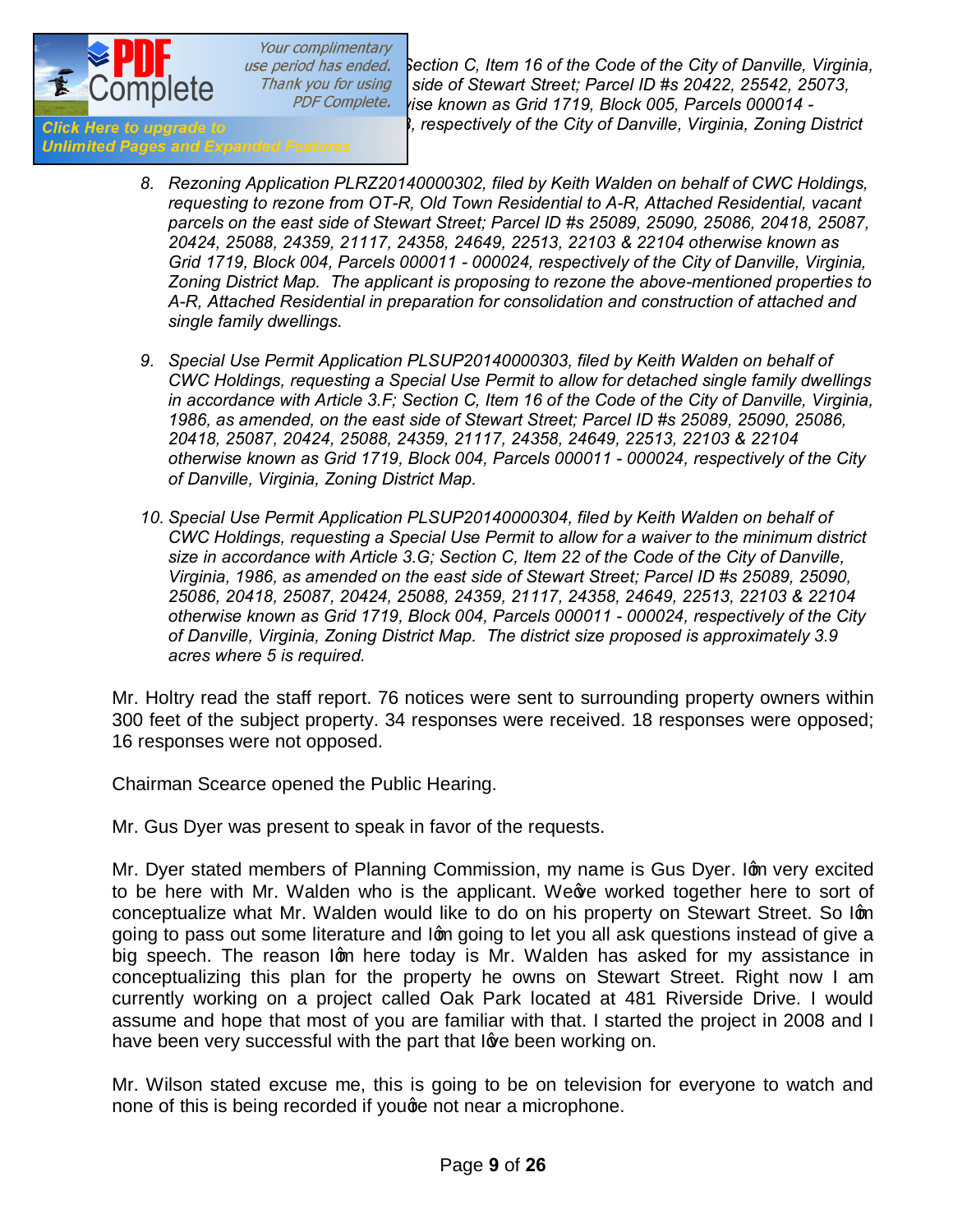Section C, Item 16 of the Code of the City of Danville, Virginia, ... side of Stewart Street; Parcel ID #s 20422, 25542, 25073, ... otherwise known as Grid 1719, Block 005, Parcels 000014 - ..., respectively of the City of Danville, Virginia, Zoning District ...

8. *Rezoning Application PLRZ20140000302, filed by Keith Walden on behalf of CWC Holdings, requesting to rezone from OT-R, Old Town Residential to A-R, Attached Residential, vacant parcels on the east side of Stewart Street; Parcel ID #s 25089, 25090, 25086, 20418, 25087, 20424, 25088, 24359, 21117, 24358, 24649, 22513, 22103 & 22104 otherwise known as Grid 1719, Block 004, Parcels 000011 - 000024, respectively of the City of Danville, Virginia, Zoning District Map. The applicant is proposing to rezone the above-mentioned properties to A-R, Attached Residential in preparation for consolidation and construction of attached and single family dwellings.*

9. *Special Use Permit Application PLSUP20140000303, filed by Keith Walden on behalf of CWC Holdings, requesting a Special Use Permit to allow for detached single family dwellings in accordance with Article 3.F; Section C, Item 16 of the Code of the City of Danville, Virginia, 1986, as amended, on the east side of Stewart Street; Parcel ID #s 25089, 25090, 25086, 20418, 25087, 20424, 25088, 24359, 21117, 24358, 24649, 22513, 22103 & 22104 otherwise known as Grid 1719, Block 004, Parcels 000011 - 000024, respectively of the City of Danville, Virginia, Zoning District Map.*

10. *Special Use Permit Application PLSUP20140000304, filed by Keith Walden on behalf of CWC Holdings, requesting a Special Use Permit to allow for a waiver to the minimum district size in accordance with Article 3.G; Section C, Item 22 of the Code of the City of Danville, Virginia, 1986, as amended on the east side of Stewart Street; Parcel ID #s 25089, 25090, 25086, 20418, 25087, 20424, 25088, 24359, 21117, 24358, 24649, 22513, 22103 & 22104 otherwise known as Grid 1719, Block 004, Parcels 000011 - 000024, respectively of the City of Danville, Virginia, Zoning District Map. The district size proposed is approximately 3.9 acres where 5 is required.*

Mr. Holtry read the staff report. 76 notices were sent to surrounding property owners within 300 feet of the subject property. 34 responses were received. 18 responses were opposed; 16 responses were not opposed.

Chairman Scearce opened the Public Hearing.

Mr. Gus Dyer was present to speak in favor of the requests.

Mr. Dyer stated members of Planning Commission, my name is Gus Dyer. I'm very excited to be here with Mr. Walden who is the applicant. We've worked together here to sort of conceptualize what Mr. Walden would like to do on his property on Stewart Street. So I'm going to pass out some literature and I'm going to let you all ask questions instead of give a big speech. The reason I'm here today is Mr. Walden has asked for my assistance in conceptualizing this plan for the property he owns on Stewart Street. Right now I am currently working on a project called Oak Park located at 481 Riverside Drive. I would assume and hope that most of you are familiar with that. I started the project in 2008 and I have been very successful with the part that I've been working on.

Mr. Wilson stated excuse me, this is going to be on television for everyone to watch and none of this is being recorded if you're not near a microphone.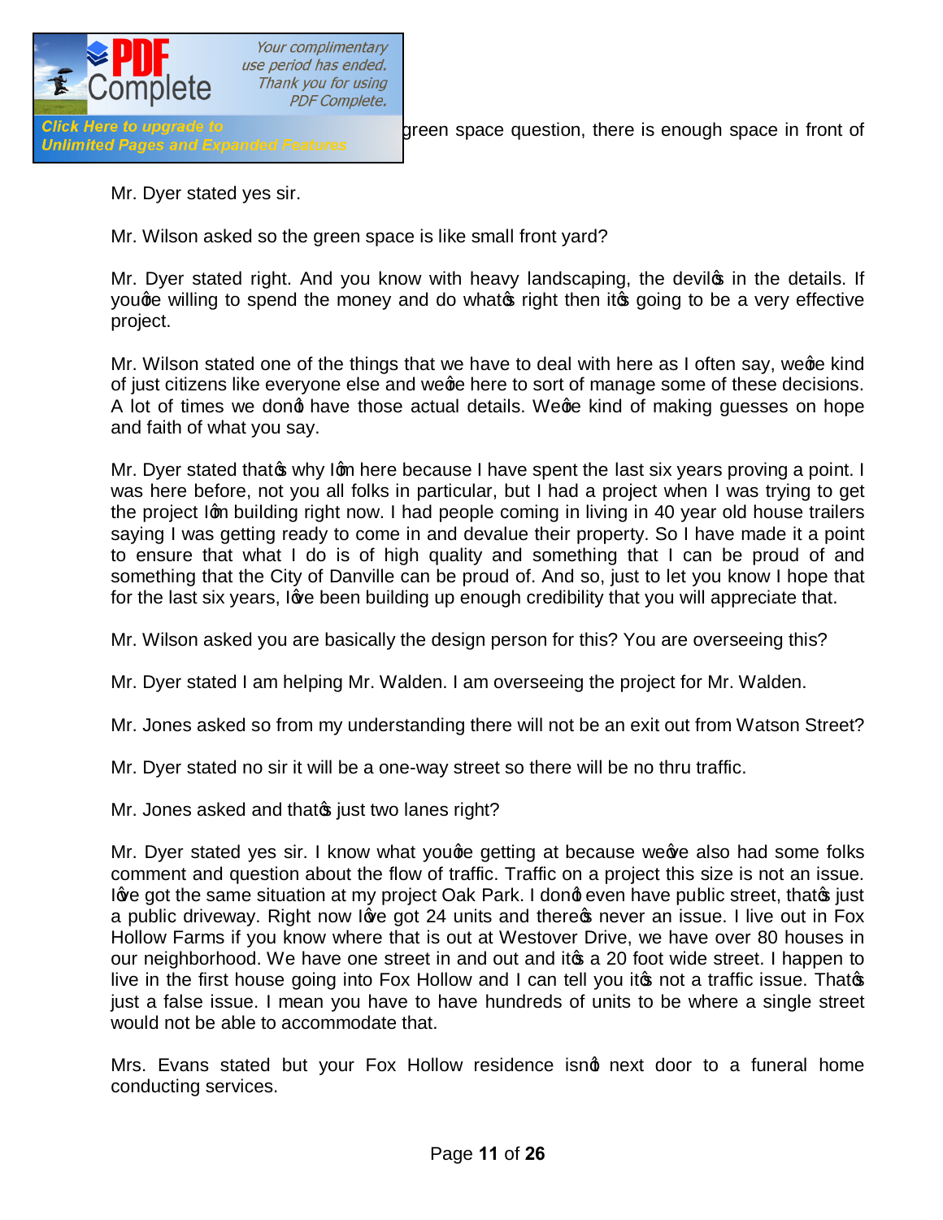green space question, there is enough space in front of

Mr. Dyer stated yes sir.

Mr. Wilson asked so the green space is like small front yard?

Mr. Dyer stated right. And you know with heavy landscaping, the devil's in the details. If you're willing to spend the money and do what's right then it's going to be a very effective project.

Mr. Wilson stated one of the things that we have to deal with here as I often say, we're kind of just citizens like everyone else and we're here to sort of manage some of these decisions. A lot of times we don't have those actual details. We're kind of making guesses on hope and faith of what you say.

Mr. Dyer stated that's why I'm here because I have spent the last six years proving a point. I was here before, not you all folks in particular, but I had a project when I was trying to get the project I'm building right now. I had people coming in living in 40 year old house trailers saying I was getting ready to come in and devalue their property. So I have made it a point to ensure that what I do is of high quality and something that I can be proud of and something that the City of Danville can be proud of. And so, just to let you know I hope that for the last six years, I've been building up enough credibility that you will appreciate that.

Mr. Wilson asked you are basically the design person for this? You are overseeing this?

Mr. Dyer stated I am helping Mr. Walden. I am overseeing the project for Mr. Walden.

Mr. Jones asked so from my understanding there will not be an exit out from Watson Street?

Mr. Dyer stated no sir it will be a one-way street so there will be no thru traffic.

Mr. Jones asked and that's just two lanes right?

Mr. Dyer stated yes sir. I know what you're getting at because we've also had some folks comment and question about the flow of traffic. Traffic on a project this size is not an issue. I've got the same situation at my project Oak Park. I don't even have public street, that's just a public driveway. Right now I've got 24 units and there's never an issue. I live out in Fox Hollow Farms if you know where that is out at Westover Drive, we have over 80 houses in our neighborhood. We have one street in and out and it's a 20 foot wide street. I happen to live in the first house going into Fox Hollow and I can tell you it's not a traffic issue. That's just a false issue. I mean you have to have hundreds of units to be where a single street would not be able to accommodate that.

Mrs. Evans stated but your Fox Hollow residence isn't next door to a funeral home conducting services.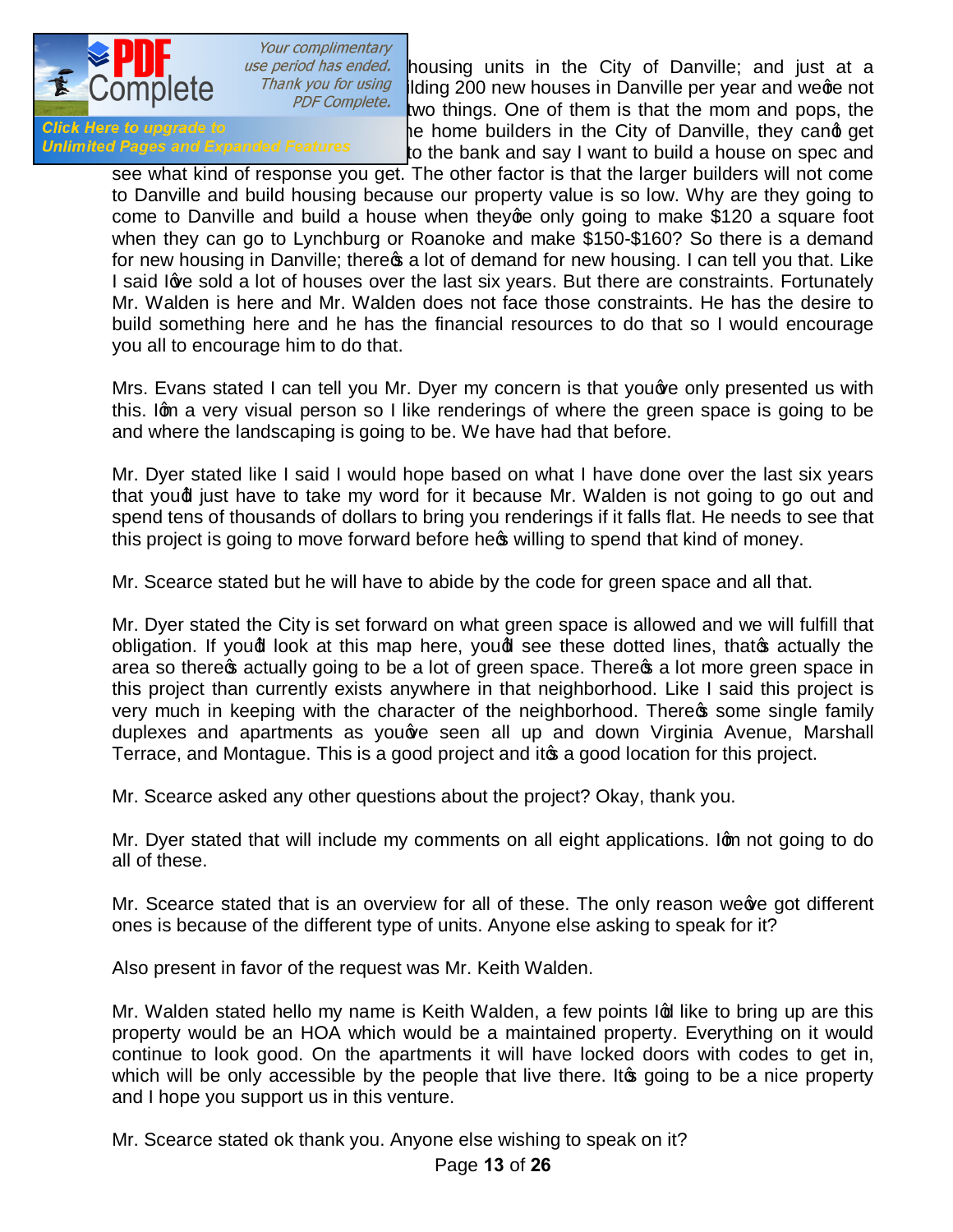housing units in the City of Danville; and just at a ... lding 200 new houses in Danville per year and we're not ... two things. One of them is that the mom and pops, the ... he home builders in the City of Danville, they can't get ... to the bank and say I want to build a house on spec and see what kind of response you get. The other factor is that the larger builders will not come to Danville and build housing because our property value is so low. Why are they going to come to Danville and build a house when they're only going to make $120 a square foot when they can go to Lynchburg or Roanoke and make $150-$160? So there is a demand for new housing in Danville; there's a lot of demand for new housing. I can tell you that. Like I said I've sold a lot of houses over the last six years. But there are constraints. Fortunately Mr. Walden is here and Mr. Walden does not face those constraints. He has the desire to build something here and he has the financial resources to do that so I would encourage you all to encourage him to do that.

Mrs. Evans stated I can tell you Mr. Dyer my concern is that you've only presented us with this. I'm a very visual person so I like renderings of where the green space is going to be and where the landscaping is going to be. We have had that before.

Mr. Dyer stated like I said I would hope based on what I have done over the last six years that you'd just have to take my word for it because Mr. Walden is not going to go out and spend tens of thousands of dollars to bring you renderings if it falls flat. He needs to see that this project is going to move forward before he's willing to spend that kind of money.

Mr. Scearce stated but he will have to abide by the code for green space and all that.

Mr. Dyer stated the City is set forward on what green space is allowed and we will fulfill that obligation. If you'd look at this map here, you'd see these dotted lines, that's actually the area so there's actually going to be a lot of green space. There's a lot more green space in this project than currently exists anywhere in that neighborhood. Like I said this project is very much in keeping with the character of the neighborhood. There's some single family duplexes and apartments as you've seen all up and down Virginia Avenue, Marshall Terrace, and Montague. This is a good project and it's a good location for this project.

Mr. Scearce asked any other questions about the project? Okay, thank you.

Mr. Dyer stated that will include my comments on all eight applications. I'm not going to do all of these.

Mr. Scearce stated that is an overview for all of these. The only reason we've got different ones is because of the different type of units. Anyone else asking to speak for it?

Also present in favor of the request was Mr. Keith Walden.

Mr. Walden stated hello my name is Keith Walden, a few points I'd like to bring up are this property would be an HOA which would be a maintained property. Everything on it would continue to look good. On the apartments it will have locked doors with codes to get in, which will be only accessible by the people that live there. It's going to be a nice property and I hope you support us in this venture.

Mr. Scearce stated ok thank you. Anyone else wishing to speak on it?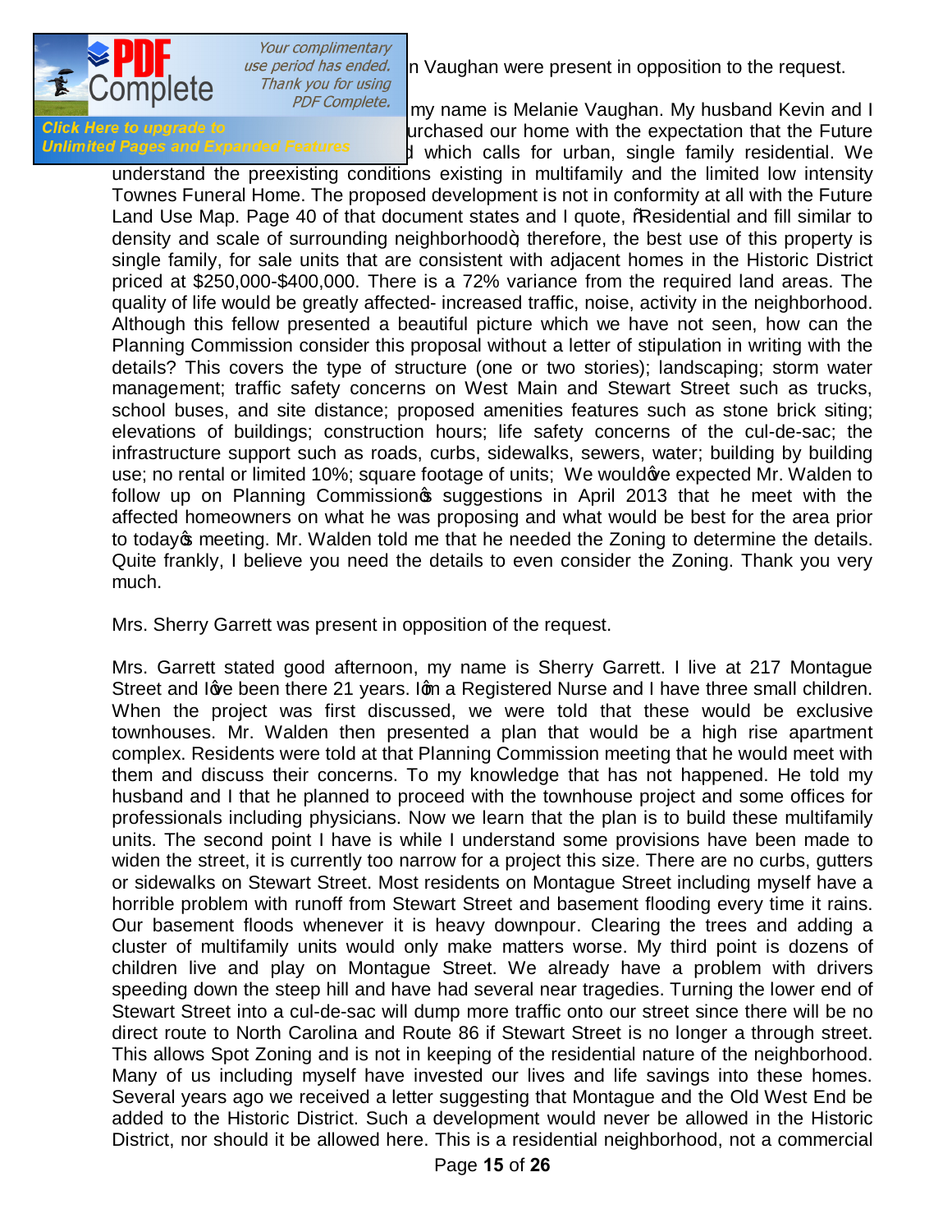n Vaughan were present in opposition to the request.

my name is Melanie Vaughan. My husband Kevin and I urchased our home with the expectation that the Future d which calls for urban, single family residential. We understand the preexisting conditions existing in multifamily and the limited low intensity Townes Funeral Home. The proposed development is not in conformity at all with the Future Land Use Map. Page 40 of that document states and I quote, "Residential and fill similar to density and scale of surrounding neighborhood", therefore, the best use of this property is single family, for sale units that are consistent with adjacent homes in the Historic District priced at $250,000-$400,000. There is a 72% variance from the required land areas. The quality of life would be greatly affected- increased traffic, noise, activity in the neighborhood. Although this fellow presented a beautiful picture which we have not seen, how can the Planning Commission consider this proposal without a letter of stipulation in writing with the details? This covers the type of structure (one or two stories); landscaping; storm water management; traffic safety concerns on West Main and Stewart Street such as trucks, school buses, and site distance; proposed amenities features such as stone brick siting; elevations of buildings; construction hours; life safety concerns of the cul-de-sac; the infrastructure support such as roads, curbs, sidewalks, sewers, water; building by building use; no rental or limited 10%; square footage of units; We would've expected Mr. Walden to follow up on Planning Commission's suggestions in April 2013 that he meet with the affected homeowners on what he was proposing and what would be best for the area prior to today's meeting. Mr. Walden told me that he needed the Zoning to determine the details. Quite frankly, I believe you need the details to even consider the Zoning. Thank you very much.

Mrs. Sherry Garrett was present in opposition of the request.

Mrs. Garrett stated good afternoon, my name is Sherry Garrett. I live at 217 Montague Street and I've been there 21 years. I'm a Registered Nurse and I have three small children. When the project was first discussed, we were told that these would be exclusive townhouses. Mr. Walden then presented a plan that would be a high rise apartment complex. Residents were told at that Planning Commission meeting that he would meet with them and discuss their concerns. To my knowledge that has not happened. He told my husband and I that he planned to proceed with the townhouse project and some offices for professionals including physicians. Now we learn that the plan is to build these multifamily units. The second point I have is while I understand some provisions have been made to widen the street, it is currently too narrow for a project this size. There are no curbs, gutters or sidewalks on Stewart Street. Most residents on Montague Street including myself have a horrible problem with runoff from Stewart Street and basement flooding every time it rains. Our basement floods whenever it is heavy downpour. Clearing the trees and adding a cluster of multifamily units would only make matters worse. My third point is dozens of children live and play on Montague Street. We already have a problem with drivers speeding down the steep hill and have had several near tragedies. Turning the lower end of Stewart Street into a cul-de-sac will dump more traffic onto our street since there will be no direct route to North Carolina and Route 86 if Stewart Street is no longer a through street. This allows Spot Zoning and is not in keeping of the residential nature of the neighborhood. Many of us including myself have invested our lives and life savings into these homes. Several years ago we received a letter suggesting that Montague and the Old West End be added to the Historic District. Such a development would never be allowed in the Historic District, nor should it be allowed here. This is a residential neighborhood, not a commercial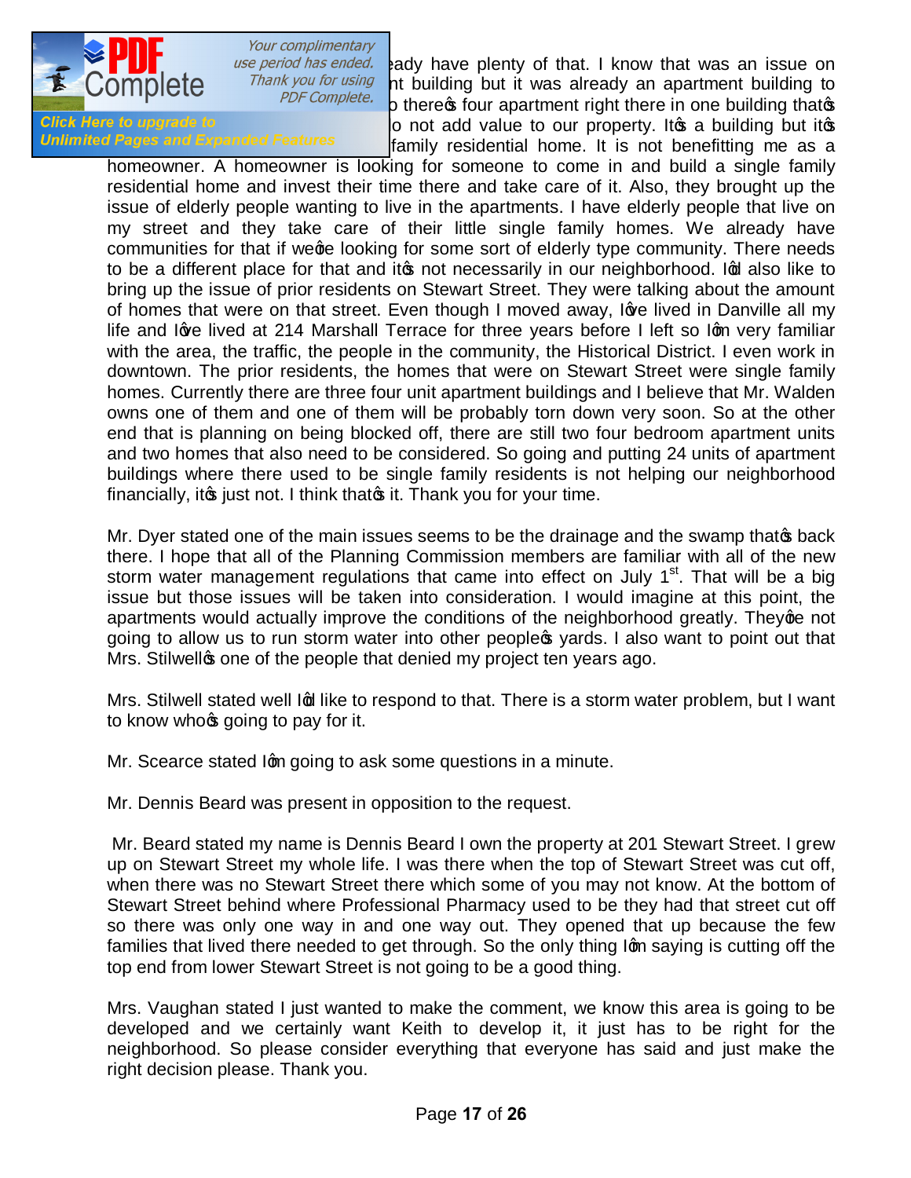ady have plenty of that. I know that was an issue on nt building but it was already an apartment building to o there's four apartment right there in one building that's o not add value to our property. It's a building but it's family residential home. It is not benefitting me as a homeowner. A homeowner is looking for someone to come in and build a single family residential home and invest their time there and take care of it. Also, they brought up the issue of elderly people wanting to live in the apartments. I have elderly people that live on my street and they take care of their little single family homes. We already have communities for that if we're looking for some sort of elderly type community. There needs to be a different place for that and it's not necessarily in our neighborhood. I'd also like to bring up the issue of prior residents on Stewart Street. They were talking about the amount of homes that were on that street. Even though I moved away, I've lived in Danville all my life and I've lived at 214 Marshall Terrace for three years before I left so I'm very familiar with the area, the traffic, the people in the community, the Historical District. I even work in downtown. The prior residents, the homes that were on Stewart Street were single family homes. Currently there are three four unit apartment buildings and I believe that Mr. Walden owns one of them and one of them will be probably torn down very soon. So at the other end that is planning on being blocked off, there are still two four bedroom apartment units and two homes that also need to be considered. So going and putting 24 units of apartment buildings where there used to be single family residents is not helping our neighborhood financially, it's just not. I think that's it. Thank you for your time.

Mr. Dyer stated one of the main issues seems to be the drainage and the swamp that's back there. I hope that all of the Planning Commission members are familiar with all of the new storm water management regulations that came into effect on July 1st. That will be a big issue but those issues will be taken into consideration. I would imagine at this point, the apartments would actually improve the conditions of the neighborhood greatly. They're not going to allow us to run storm water into other people's yards. I also want to point out that Mrs. Stilwell's one of the people that denied my project ten years ago.

Mrs. Stilwell stated well I'd like to respond to that. There is a storm water problem, but I want to know who's going to pay for it.

Mr. Scearce stated I'm going to ask some questions in a minute.

Mr. Dennis Beard was present in opposition to the request.

Mr. Beard stated my name is Dennis Beard I own the property at 201 Stewart Street. I grew up on Stewart Street my whole life. I was there when the top of Stewart Street was cut off, when there was no Stewart Street there which some of you may not know. At the bottom of Stewart Street behind where Professional Pharmacy used to be they had that street cut off so there was only one way in and one way out. They opened that up because the few families that lived there needed to get through. So the only thing I'm saying is cutting off the top end from lower Stewart Street is not going to be a good thing.

Mrs. Vaughan stated I just wanted to make the comment, we know this area is going to be developed and we certainly want Keith to develop it, it just has to be right for the neighborhood. So please consider everything that everyone has said and just make the right decision please. Thank you.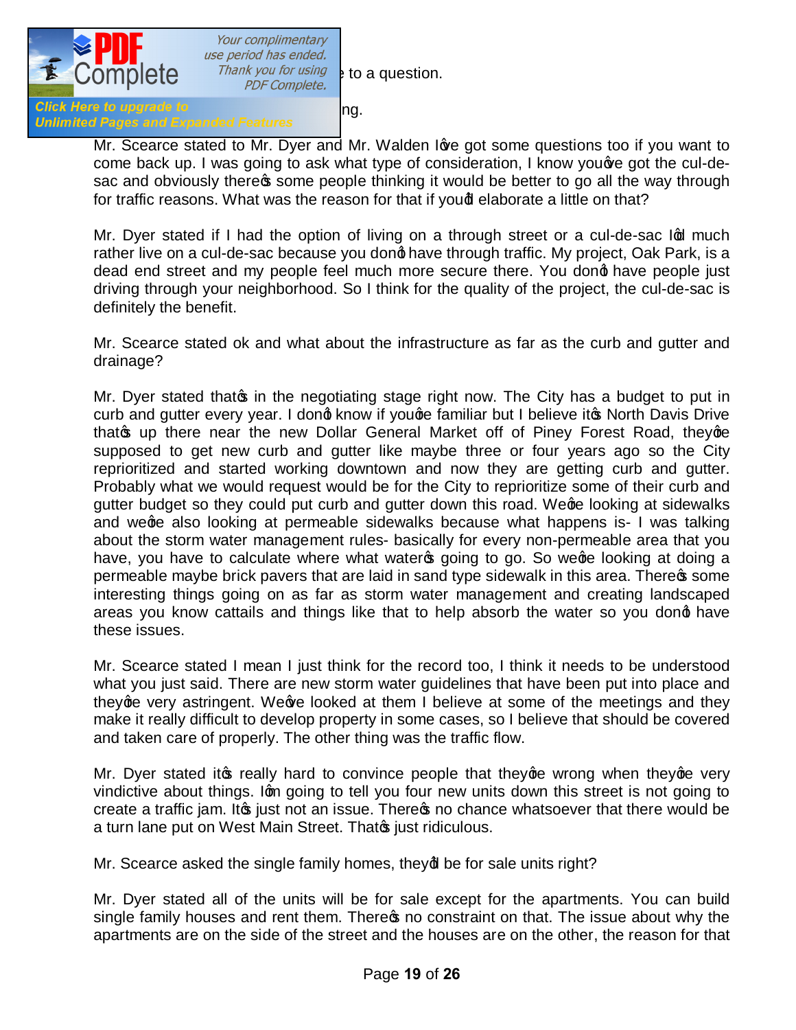…to a question.

…ng.

Mr. Scearce stated to Mr. Dyer and Mr. Walden I've got some questions too if you want to come back up. I was going to ask what type of consideration, I know you've got the cul-de-sac and obviously there's some people thinking it would be better to go all the way through for traffic reasons. What was the reason for that if you'd elaborate a little on that?

Mr. Dyer stated if I had the option of living on a through street or a cul-de-sac I'd much rather live on a cul-de-sac because you don't have through traffic. My project, Oak Park, is a dead end street and my people feel much more secure there. You don't have people just driving through your neighborhood. So I think for the quality of the project, the cul-de-sac is definitely the benefit.

Mr. Scearce stated ok and what about the infrastructure as far as the curb and gutter and drainage?

Mr. Dyer stated that's in the negotiating stage right now. The City has a budget to put in curb and gutter every year. I don't know if you're familiar but I believe it's North Davis Drive that's up there near the new Dollar General Market off of Piney Forest Road, they're supposed to get new curb and gutter like maybe three or four years ago so the City reprioritized and started working downtown and now they are getting curb and gutter. Probably what we would request would be for the City to reprioritize some of their curb and gutter budget so they could put curb and gutter down this road. We're looking at sidewalks and we're also looking at permeable sidewalks because what happens is- I was talking about the storm water management rules- basically for every non-permeable area that you have, you have to calculate where what water's going to go. So we're looking at doing a permeable maybe brick pavers that are laid in sand type sidewalk in this area. There's some interesting things going on as far as storm water management and creating landscaped areas you know cattails and things like that to help absorb the water so you don't have these issues.

Mr. Scearce stated I mean I just think for the record too, I think it needs to be understood what you just said. There are new storm water guidelines that have been put into place and they're very astringent. We've looked at them I believe at some of the meetings and they make it really difficult to develop property in some cases, so I believe that should be covered and taken care of properly. The other thing was the traffic flow.

Mr. Dyer stated it's really hard to convince people that they're wrong when they're very vindictive about things. I'm going to tell you four new units down this street is not going to create a traffic jam. It's just not an issue. There's no chance whatsoever that there would be a turn lane put on West Main Street. That's just ridiculous.

Mr. Scearce asked the single family homes, they'd be for sale units right?

Mr. Dyer stated all of the units will be for sale except for the apartments. You can build single family houses and rent them. There's no constraint on that. The issue about why the apartments are on the side of the street and the houses are on the other, the reason for that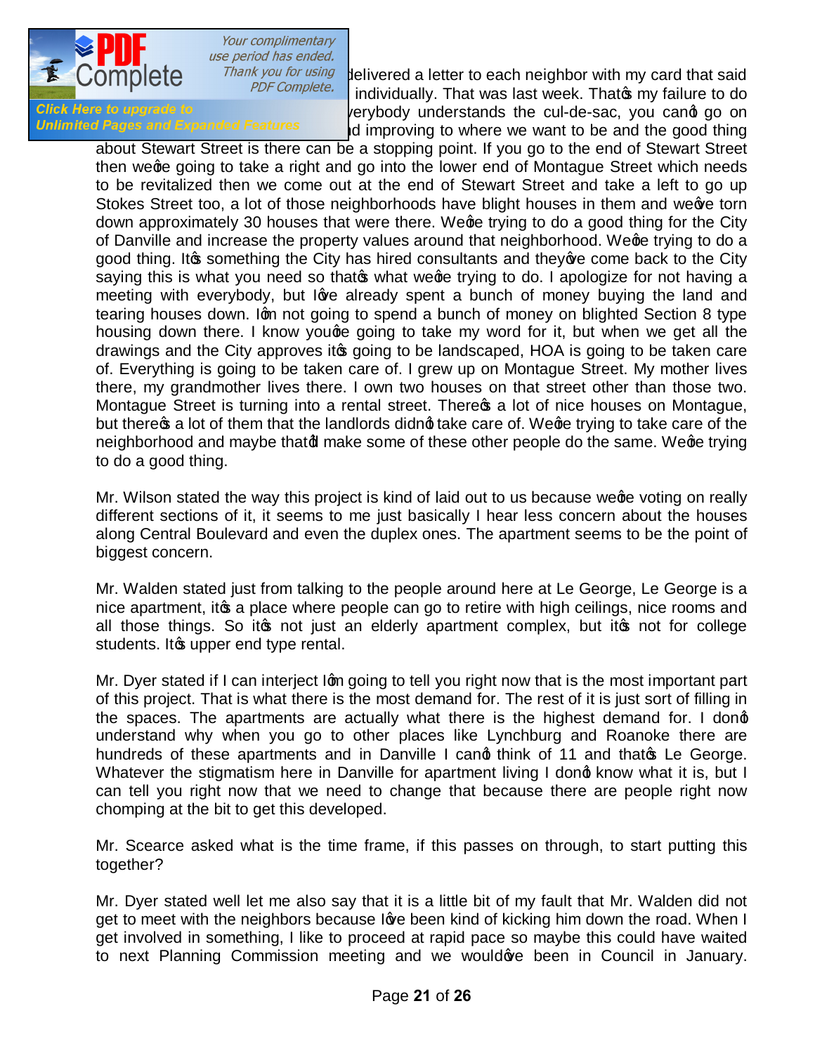delivered a letter to each neighbor with my card that said individually. That was last week. That's my failure to do verybody understands the cul-de-sac, you can't go on d improving to where we want to be and the good thing about Stewart Street is there can be a stopping point. If you go to the end of Stewart Street then we're going to take a right and go into the lower end of Montague Street which needs to be revitalized then we come out at the end of Stewart Street and take a left to go up Stokes Street too, a lot of those neighborhoods have blight houses in them and we've torn down approximately 30 houses that were there. We're trying to do a good thing for the City of Danville and increase the property values around that neighborhood. We're trying to do a good thing. It's something the City has hired consultants and they've come back to the City saying this is what you need so that's what we're trying to do. I apologize for not having a meeting with everybody, but I've already spent a bunch of money buying the land and tearing houses down. I'm not going to spend a bunch of money on blighted Section 8 type housing down there. I know you're going to take my word for it, but when we get all the drawings and the City approves it's going to be landscaped, HOA is going to be taken care of. Everything is going to be taken care of. I grew up on Montague Street. My mother lives there, my grandmother lives there. I own two houses on that street other than those two. Montague Street is turning into a rental street. There's a lot of nice houses on Montague, but there's a lot of them that the landlords didn't take care of. We're trying to take care of the neighborhood and maybe that'd make some of these other people do the same. We're trying to do a good thing.

Mr. Wilson stated the way this project is kind of laid out to us because we're voting on really different sections of it, it seems to me just basically I hear less concern about the houses along Central Boulevard and even the duplex ones. The apartment seems to be the point of biggest concern.

Mr. Walden stated just from talking to the people around here at Le George, Le George is a nice apartment, it's a place where people can go to retire with high ceilings, nice rooms and all those things. So it's not just an elderly apartment complex, but it's not for college students. It's upper end type rental.

Mr. Dyer stated if I can interject I'm going to tell you right now that is the most important part of this project. That is what there is the most demand for. The rest of it is just sort of filling in the spaces. The apartments are actually what there is the highest demand for. I don't understand why when you go to other places like Lynchburg and Roanoke there are hundreds of these apartments and in Danville I can't think of 11 and that's Le George. Whatever the stigmatism here in Danville for apartment living I don't know what it is, but I can tell you right now that we need to change that because there are people right now chomping at the bit to get this developed.

Mr. Scearce asked what is the time frame, if this passes on through, to start putting this together?

Mr. Dyer stated well let me also say that it is a little bit of my fault that Mr. Walden did not get to meet with the neighbors because I've been kind of kicking him down the road. When I get involved in something, I like to proceed at rapid pace so maybe this could have waited to next Planning Commission meeting and we would've been in Council in January.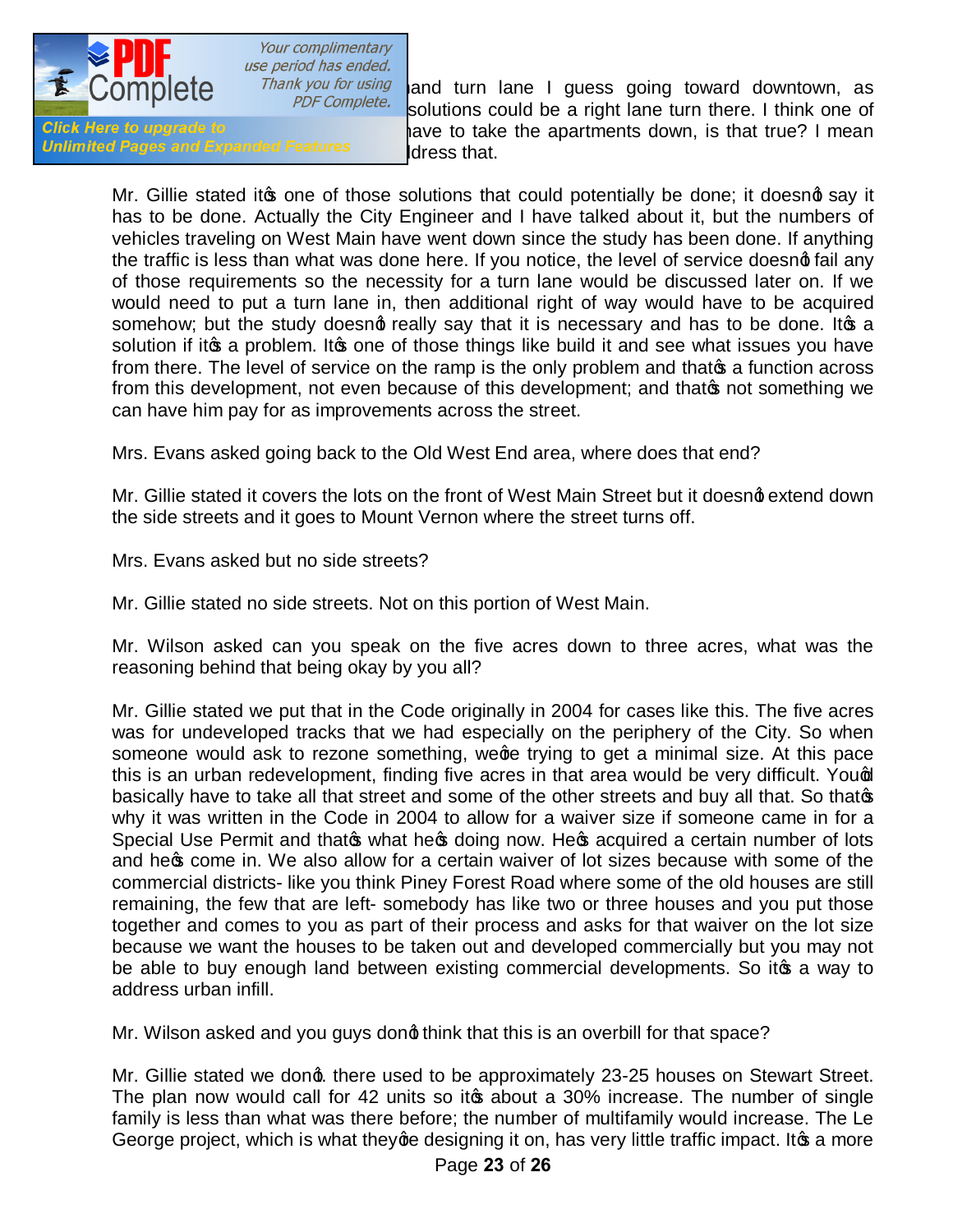and turn lane I guess going toward downtown, as solutions could be a right lane turn there. I think one of have to take the apartments down, is that true? I mean ldress that.

Mr. Gillie stated it's one of those solutions that could potentially be done; it doesn't say it has to be done. Actually the City Engineer and I have talked about it, but the numbers of vehicles traveling on West Main have went down since the study has been done. If anything the traffic is less than what was done here. If you notice, the level of service doesn't fail any of those requirements so the necessity for a turn lane would be discussed later on. If we would need to put a turn lane in, then additional right of way would have to be acquired somehow; but the study doesn't really say that it is necessary and has to be done. It's a solution if it's a problem. It's one of those things like build it and see what issues you have from there. The level of service on the ramp is the only problem and that's a function across from this development, not even because of this development; and that's not something we can have him pay for as improvements across the street.

Mrs. Evans asked going back to the Old West End area, where does that end?

Mr. Gillie stated it covers the lots on the front of West Main Street but it doesn't extend down the side streets and it goes to Mount Vernon where the street turns off.

Mrs. Evans asked but no side streets?

Mr. Gillie stated no side streets. Not on this portion of West Main.

Mr. Wilson asked can you speak on the five acres down to three acres, what was the reasoning behind that being okay by you all?

Mr. Gillie stated we put that in the Code originally in 2004 for cases like this. The five acres was for undeveloped tracks that we had especially on the periphery of the City. So when someone would ask to rezone something, we're trying to get a minimal size. At this pace this is an urban redevelopment, finding five acres in that area would be very difficult. You'd basically have to take all that street and some of the other streets and buy all that. So that's why it was written in the Code in 2004 to allow for a waiver size if someone came in for a Special Use Permit and that's what he's doing now. He's acquired a certain number of lots and he's come in. We also allow for a certain waiver of lot sizes because with some of the commercial districts- like you think Piney Forest Road where some of the old houses are still remaining, the few that are left- somebody has like two or three houses and you put those together and comes to you as part of their process and asks for that waiver on the lot size because we want the houses to be taken out and developed commercially but you may not be able to buy enough land between existing commercial developments. So it's a way to address urban infill.

Mr. Wilson asked and you guys don't think that this is an overbill for that space?

Mr. Gillie stated we don't. there used to be approximately 23-25 houses on Stewart Street. The plan now would call for 42 units so it's about a 30% increase. The number of single family is less than what was there before; the number of multifamily would increase. The Le George project, which is what they're designing it on, has very little traffic impact. It's a more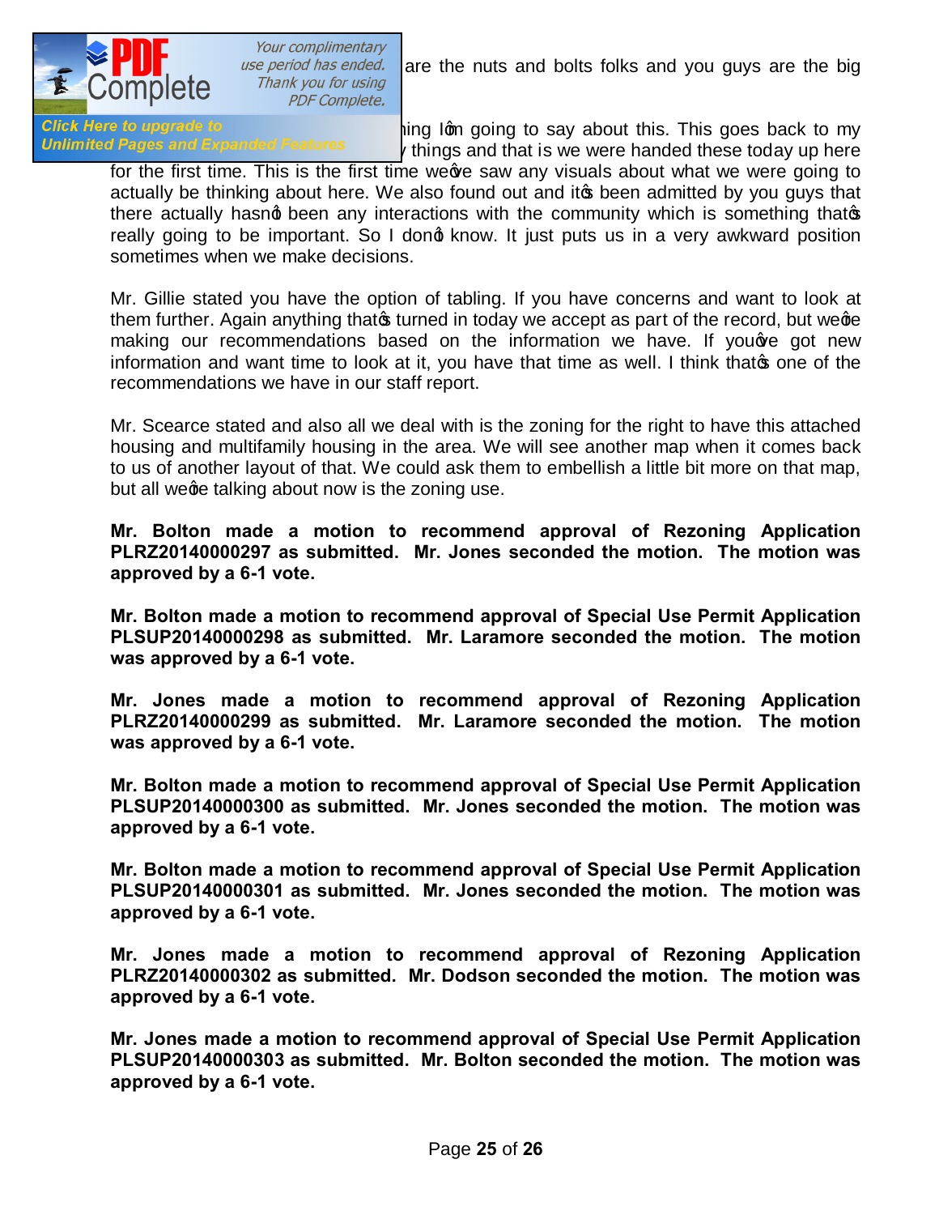are the nuts and bolts folks and you guys are the big

hing I'm going to say about this. This goes back to my things and that is we were handed these today up here for the first time. This is the first time we've saw any visuals about what we were going to actually be thinking about here. We also found out and it's been admitted by you guys that there actually hasn't been any interactions with the community which is something that's really going to be important. So I don't know. It just puts us in a very awkward position sometimes when we make decisions.

Mr. Gillie stated you have the option of tabling. If you have concerns and want to look at them further. Again anything that's turned in today we accept as part of the record, but we're making our recommendations based on the information we have. If you've got new information and want time to look at it, you have that time as well. I think that's one of the recommendations we have in our staff report.

Mr. Scearce stated and also all we deal with is the zoning for the right to have this attached housing and multifamily housing in the area. We will see another map when it comes back to us of another layout of that. We could ask them to embellish a little bit more on that map, but all we're talking about now is the zoning use.

**Mr. Bolton made a motion to recommend approval of Rezoning Application PLRZ20140000297 as submitted. Mr. Jones seconded the motion. The motion was approved by a 6-1 vote.**

**Mr. Bolton made a motion to recommend approval of Special Use Permit Application PLSUP20140000298 as submitted. Mr. Laramore seconded the motion. The motion was approved by a 6-1 vote.**

**Mr. Jones made a motion to recommend approval of Rezoning Application PLRZ20140000299 as submitted. Mr. Laramore seconded the motion. The motion was approved by a 6-1 vote.**

**Mr. Bolton made a motion to recommend approval of Special Use Permit Application PLSUP20140000300 as submitted. Mr. Jones seconded the motion. The motion was approved by a 6-1 vote.**

**Mr. Bolton made a motion to recommend approval of Special Use Permit Application PLSUP20140000301 as submitted. Mr. Jones seconded the motion. The motion was approved by a 6-1 vote.**

**Mr. Jones made a motion to recommend approval of Rezoning Application PLRZ20140000302 as submitted. Mr. Dodson seconded the motion. The motion was approved by a 6-1 vote.**

**Mr. Jones made a motion to recommend approval of Special Use Permit Application PLSUP20140000303 as submitted. Mr. Bolton seconded the motion. The motion was approved by a 6-1 vote.**